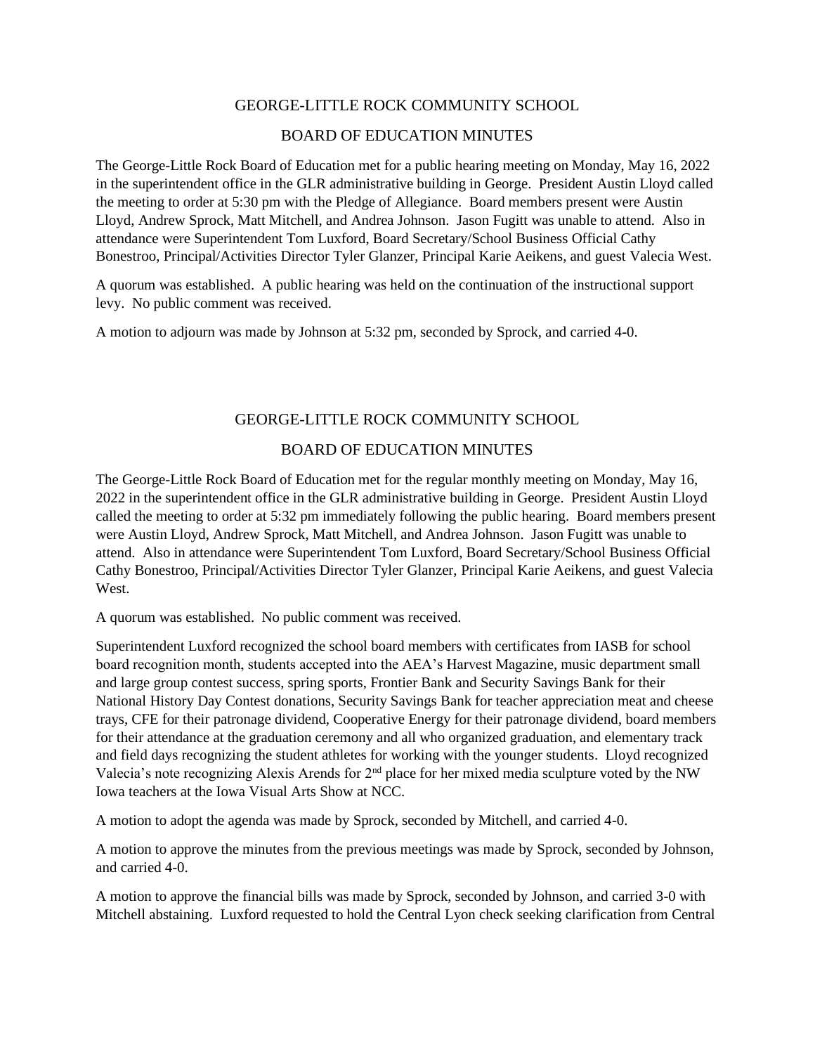# GEORGE-LITTLE ROCK COMMUNITY SCHOOL

## BOARD OF EDUCATION MINUTES

The George-Little Rock Board of Education met for a public hearing meeting on Monday, May 16, 2022 in the superintendent office in the GLR administrative building in George. President Austin Lloyd called the meeting to order at 5:30 pm with the Pledge of Allegiance. Board members present were Austin Lloyd, Andrew Sprock, Matt Mitchell, and Andrea Johnson. Jason Fugitt was unable to attend. Also in attendance were Superintendent Tom Luxford, Board Secretary/School Business Official Cathy Bonestroo, Principal/Activities Director Tyler Glanzer, Principal Karie Aeikens, and guest Valecia West.

A quorum was established. A public hearing was held on the continuation of the instructional support levy. No public comment was received.

A motion to adjourn was made by Johnson at 5:32 pm, seconded by Sprock, and carried 4-0.

# GEORGE-LITTLE ROCK COMMUNITY SCHOOL

## BOARD OF EDUCATION MINUTES

The George-Little Rock Board of Education met for the regular monthly meeting on Monday, May 16, 2022 in the superintendent office in the GLR administrative building in George. President Austin Lloyd called the meeting to order at 5:32 pm immediately following the public hearing. Board members present were Austin Lloyd, Andrew Sprock, Matt Mitchell, and Andrea Johnson. Jason Fugitt was unable to attend. Also in attendance were Superintendent Tom Luxford, Board Secretary/School Business Official Cathy Bonestroo, Principal/Activities Director Tyler Glanzer, Principal Karie Aeikens, and guest Valecia West.

A quorum was established. No public comment was received.

Superintendent Luxford recognized the school board members with certificates from IASB for school board recognition month, students accepted into the AEA's Harvest Magazine, music department small and large group contest success, spring sports, Frontier Bank and Security Savings Bank for their National History Day Contest donations, Security Savings Bank for teacher appreciation meat and cheese trays, CFE for their patronage dividend, Cooperative Energy for their patronage dividend, board members for their attendance at the graduation ceremony and all who organized graduation, and elementary track and field days recognizing the student athletes for working with the younger students. Lloyd recognized Valecia's note recognizing Alexis Arends for 2nd place for her mixed media sculpture voted by the NW Iowa teachers at the Iowa Visual Arts Show at NCC.

A motion to adopt the agenda was made by Sprock, seconded by Mitchell, and carried 4-0.

A motion to approve the minutes from the previous meetings was made by Sprock, seconded by Johnson, and carried 4-0.

A motion to approve the financial bills was made by Sprock, seconded by Johnson, and carried 3-0 with Mitchell abstaining. Luxford requested to hold the Central Lyon check seeking clarification from Central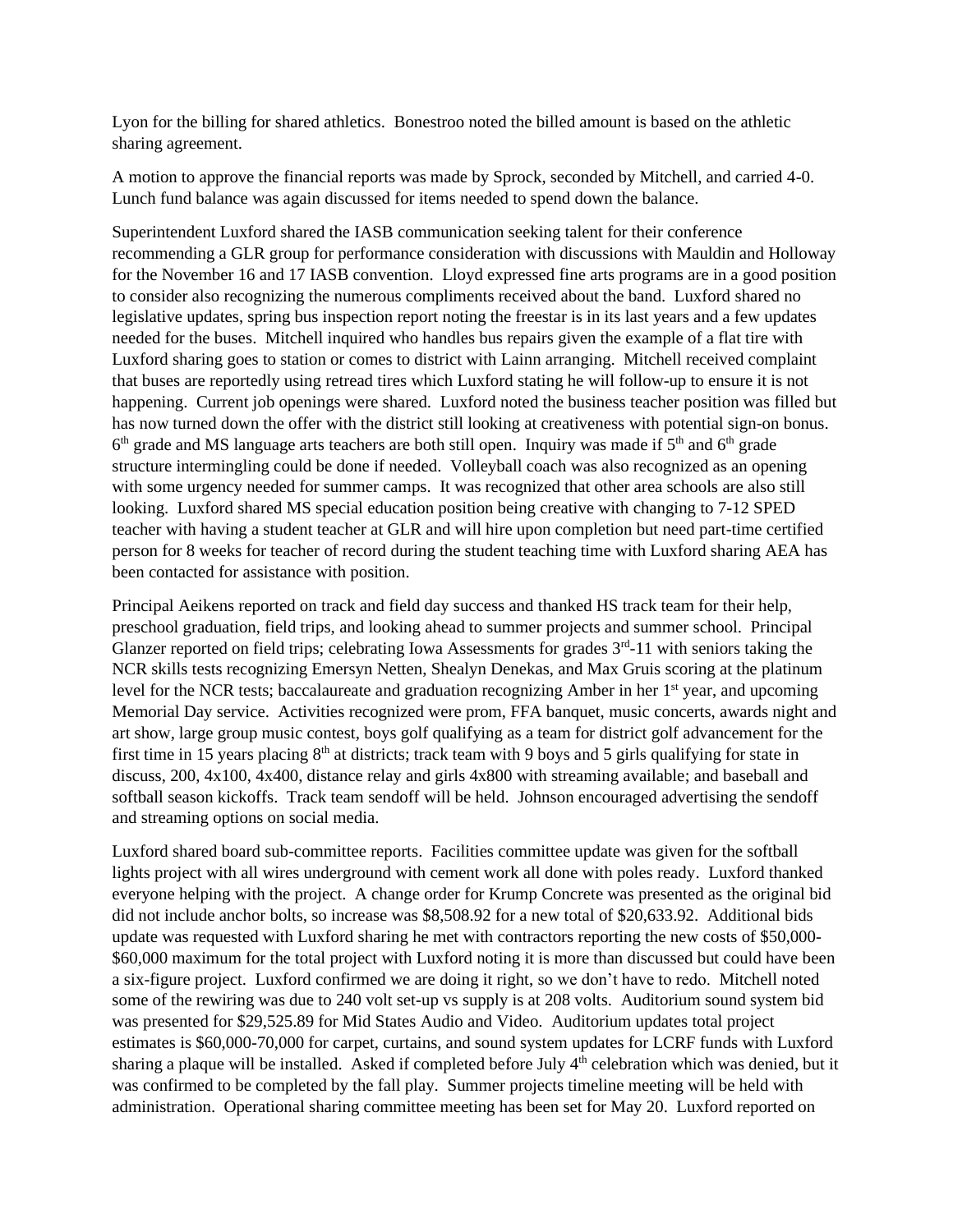Lyon for the billing for shared athletics. Bonestroo noted the billed amount is based on the athletic sharing agreement.

A motion to approve the financial reports was made by Sprock, seconded by Mitchell, and carried 4-0. Lunch fund balance was again discussed for items needed to spend down the balance.

Superintendent Luxford shared the IASB communication seeking talent for their conference recommending a GLR group for performance consideration with discussions with Mauldin and Holloway for the November 16 and 17 IASB convention. Lloyd expressed fine arts programs are in a good position to consider also recognizing the numerous compliments received about the band. Luxford shared no legislative updates, spring bus inspection report noting the freestar is in its last years and a few updates needed for the buses. Mitchell inquired who handles bus repairs given the example of a flat tire with Luxford sharing goes to station or comes to district with Lainn arranging. Mitchell received complaint that buses are reportedly using retread tires which Luxford stating he will follow-up to ensure it is not happening. Current job openings were shared. Luxford noted the business teacher position was filled but has now turned down the offer with the district still looking at creativeness with potential sign-on bonus. 6th grade and MS language arts teachers are both still open. Inquiry was made if 5th and 6th grade structure intermingling could be done if needed. Volleyball coach was also recognized as an opening with some urgency needed for summer camps. It was recognized that other area schools are also still looking. Luxford shared MS special education position being creative with changing to 7-12 SPED teacher with having a student teacher at GLR and will hire upon completion but need part-time certified person for 8 weeks for teacher of record during the student teaching time with Luxford sharing AEA has been contacted for assistance with position.

Principal Aeikens reported on track and field day success and thanked HS track team for their help, preschool graduation, field trips, and looking ahead to summer projects and summer school. Principal Glanzer reported on field trips; celebrating Iowa Assessments for grades 3rd-11 with seniors taking the NCR skills tests recognizing Emersyn Netten, Shealyn Denekas, and Max Gruis scoring at the platinum level for the NCR tests; baccalaureate and graduation recognizing Amber in her 1st year, and upcoming Memorial Day service. Activities recognized were prom, FFA banquet, music concerts, awards night and art show, large group music contest, boys golf qualifying as a team for district golf advancement for the first time in 15 years placing 8th at districts; track team with 9 boys and 5 girls qualifying for state in discuss, 200, 4x100, 4x400, distance relay and girls 4x800 with streaming available; and baseball and softball season kickoffs. Track team sendoff will be held. Johnson encouraged advertising the sendoff and streaming options on social media.

Luxford shared board sub-committee reports. Facilities committee update was given for the softball lights project with all wires underground with cement work all done with poles ready. Luxford thanked everyone helping with the project. A change order for Krump Concrete was presented as the original bid did not include anchor bolts, so increase was $8,508.92 for a new total of $20,633.92. Additional bids update was requested with Luxford sharing he met with contractors reporting the new costs of $50,000-$60,000 maximum for the total project with Luxford noting it is more than discussed but could have been a six-figure project. Luxford confirmed we are doing it right, so we don't have to redo. Mitchell noted some of the rewiring was due to 240 volt set-up vs supply is at 208 volts. Auditorium sound system bid was presented for $29,525.89 for Mid States Audio and Video. Auditorium updates total project estimates is $60,000-70,000 for carpet, curtains, and sound system updates for LCRF funds with Luxford sharing a plaque will be installed. Asked if completed before July 4th celebration which was denied, but it was confirmed to be completed by the fall play. Summer projects timeline meeting will be held with administration. Operational sharing committee meeting has been set for May 20. Luxford reported on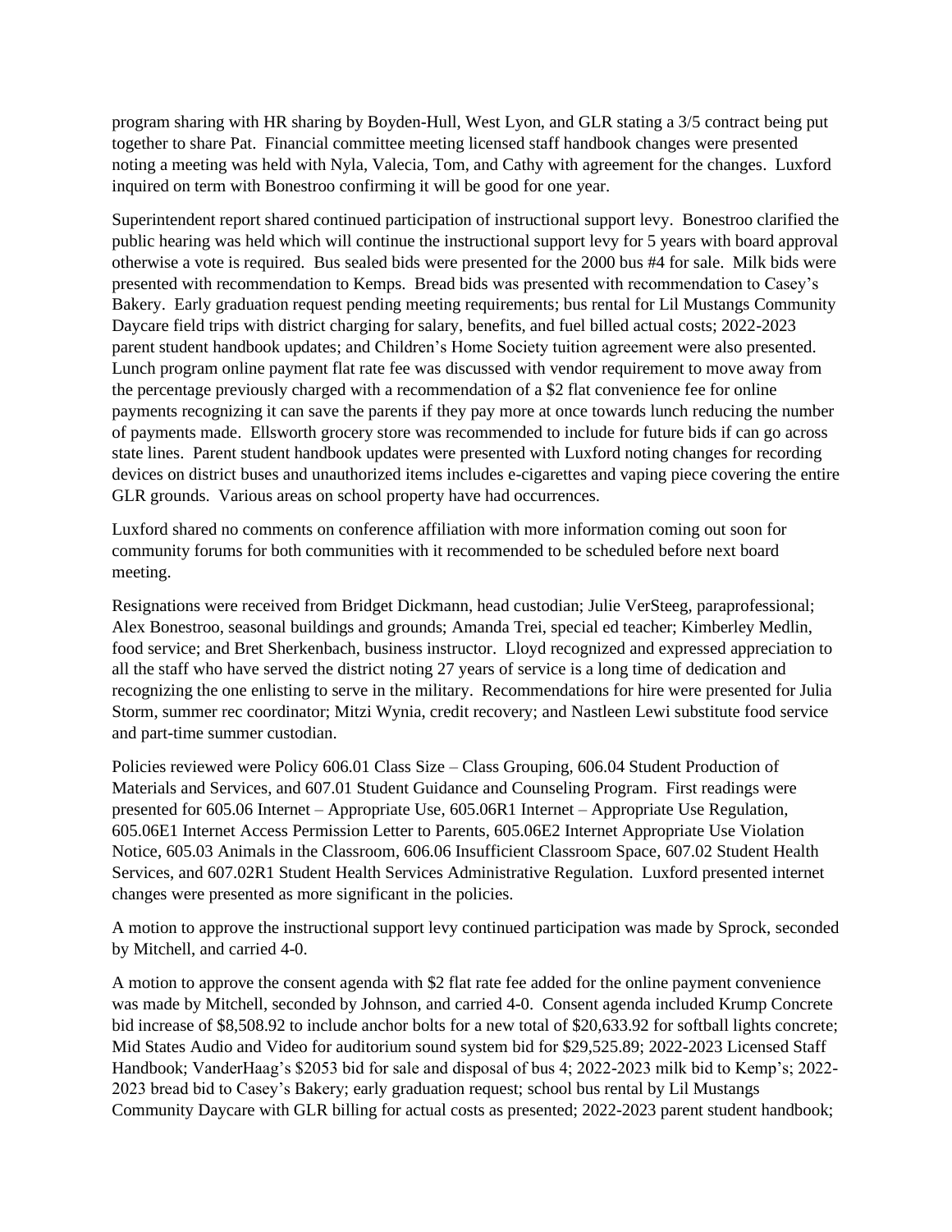program sharing with HR sharing by Boyden-Hull, West Lyon, and GLR stating a 3/5 contract being put together to share Pat. Financial committee meeting licensed staff handbook changes were presented noting a meeting was held with Nyla, Valecia, Tom, and Cathy with agreement for the changes. Luxford inquired on term with Bonestroo confirming it will be good for one year.

Superintendent report shared continued participation of instructional support levy. Bonestroo clarified the public hearing was held which will continue the instructional support levy for 5 years with board approval otherwise a vote is required. Bus sealed bids were presented for the 2000 bus #4 for sale. Milk bids were presented with recommendation to Kemps. Bread bids was presented with recommendation to Casey's Bakery. Early graduation request pending meeting requirements; bus rental for Lil Mustangs Community Daycare field trips with district charging for salary, benefits, and fuel billed actual costs; 2022-2023 parent student handbook updates; and Children's Home Society tuition agreement were also presented. Lunch program online payment flat rate fee was discussed with vendor requirement to move away from the percentage previously charged with a recommendation of a $2 flat convenience fee for online payments recognizing it can save the parents if they pay more at once towards lunch reducing the number of payments made. Ellsworth grocery store was recommended to include for future bids if can go across state lines. Parent student handbook updates were presented with Luxford noting changes for recording devices on district buses and unauthorized items includes e-cigarettes and vaping piece covering the entire GLR grounds. Various areas on school property have had occurrences.

Luxford shared no comments on conference affiliation with more information coming out soon for community forums for both communities with it recommended to be scheduled before next board meeting.

Resignations were received from Bridget Dickmann, head custodian; Julie VerSteeg, paraprofessional; Alex Bonestroo, seasonal buildings and grounds; Amanda Trei, special ed teacher; Kimberley Medlin, food service; and Bret Sherkenbach, business instructor. Lloyd recognized and expressed appreciation to all the staff who have served the district noting 27 years of service is a long time of dedication and recognizing the one enlisting to serve in the military. Recommendations for hire were presented for Julia Storm, summer rec coordinator; Mitzi Wynia, credit recovery; and Nastleen Lewi substitute food service and part-time summer custodian.

Policies reviewed were Policy 606.01 Class Size – Class Grouping, 606.04 Student Production of Materials and Services, and 607.01 Student Guidance and Counseling Program. First readings were presented for 605.06 Internet – Appropriate Use, 605.06R1 Internet – Appropriate Use Regulation, 605.06E1 Internet Access Permission Letter to Parents, 605.06E2 Internet Appropriate Use Violation Notice, 605.03 Animals in the Classroom, 606.06 Insufficient Classroom Space, 607.02 Student Health Services, and 607.02R1 Student Health Services Administrative Regulation. Luxford presented internet changes were presented as more significant in the policies.

A motion to approve the instructional support levy continued participation was made by Sprock, seconded by Mitchell, and carried 4-0.

A motion to approve the consent agenda with $2 flat rate fee added for the online payment convenience was made by Mitchell, seconded by Johnson, and carried 4-0. Consent agenda included Krump Concrete bid increase of $8,508.92 to include anchor bolts for a new total of $20,633.92 for softball lights concrete; Mid States Audio and Video for auditorium sound system bid for $29,525.89; 2022-2023 Licensed Staff Handbook; VanderHaag's $2053 bid for sale and disposal of bus 4; 2022-2023 milk bid to Kemp's; 2022-2023 bread bid to Casey's Bakery; early graduation request; school bus rental by Lil Mustangs Community Daycare with GLR billing for actual costs as presented; 2022-2023 parent student handbook;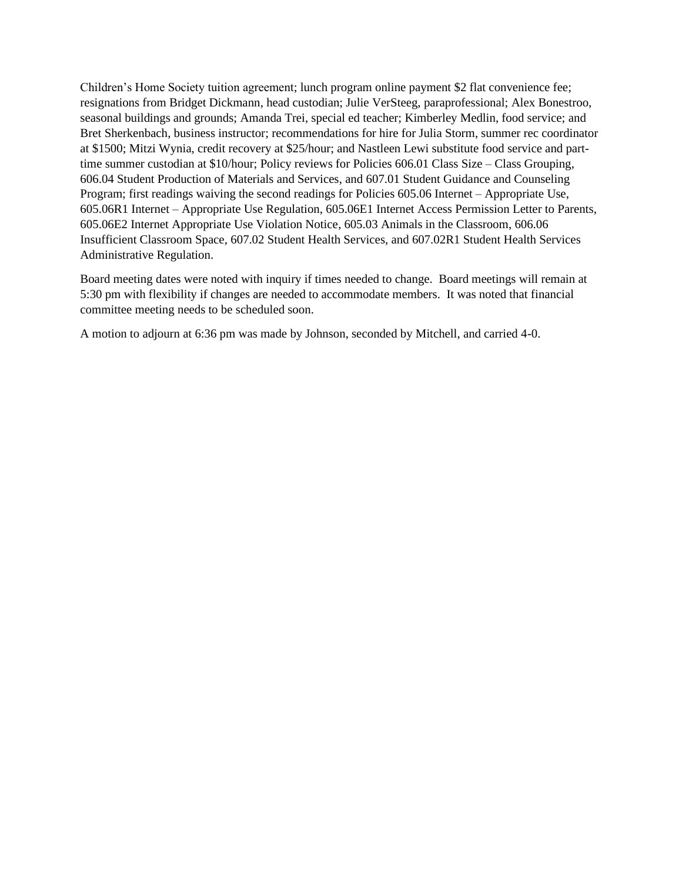Children's Home Society tuition agreement; lunch program online payment $2 flat convenience fee; resignations from Bridget Dickmann, head custodian; Julie VerSteeg, paraprofessional; Alex Bonestroo, seasonal buildings and grounds; Amanda Trei, special ed teacher; Kimberley Medlin, food service; and Bret Sherkenbach, business instructor; recommendations for hire for Julia Storm, summer rec coordinator at $1500; Mitzi Wynia, credit recovery at $25/hour; and Nastleen Lewi substitute food service and part-time summer custodian at $10/hour; Policy reviews for Policies 606.01 Class Size – Class Grouping, 606.04 Student Production of Materials and Services, and 607.01 Student Guidance and Counseling Program; first readings waiving the second readings for Policies 605.06 Internet – Appropriate Use, 605.06R1 Internet – Appropriate Use Regulation, 605.06E1 Internet Access Permission Letter to Parents, 605.06E2 Internet Appropriate Use Violation Notice, 605.03 Animals in the Classroom, 606.06 Insufficient Classroom Space, 607.02 Student Health Services, and 607.02R1 Student Health Services Administrative Regulation.

Board meeting dates were noted with inquiry if times needed to change. Board meetings will remain at 5:30 pm with flexibility if changes are needed to accommodate members. It was noted that financial committee meeting needs to be scheduled soon.

A motion to adjourn at 6:36 pm was made by Johnson, seconded by Mitchell, and carried 4-0.